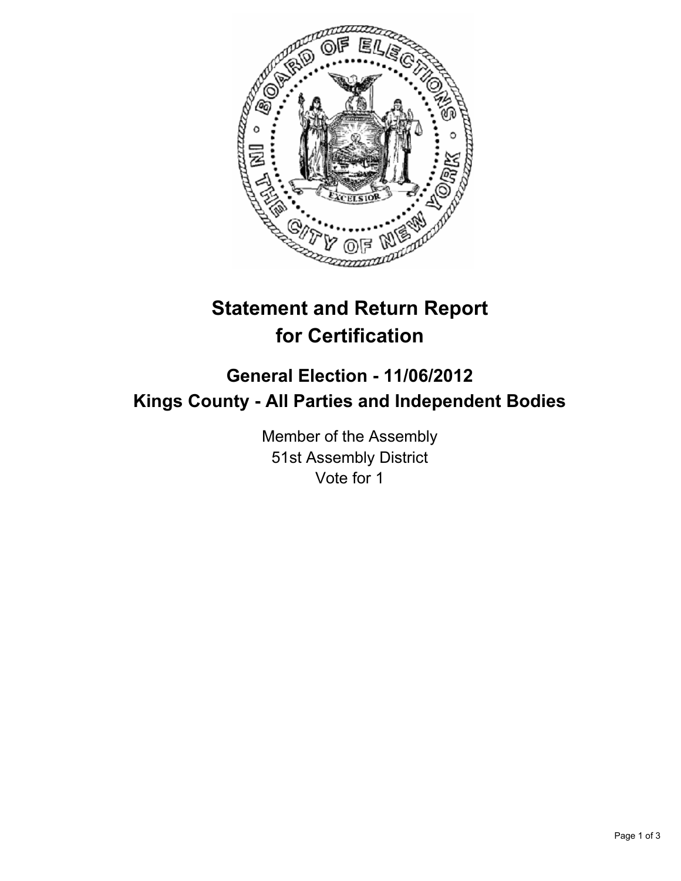# Statement and Return Report for Certification

## General Election - 11/06/2012
## Kings County - All Parties and Independent Bodies

Member of the Assembly
51st Assembly District
Vote for 1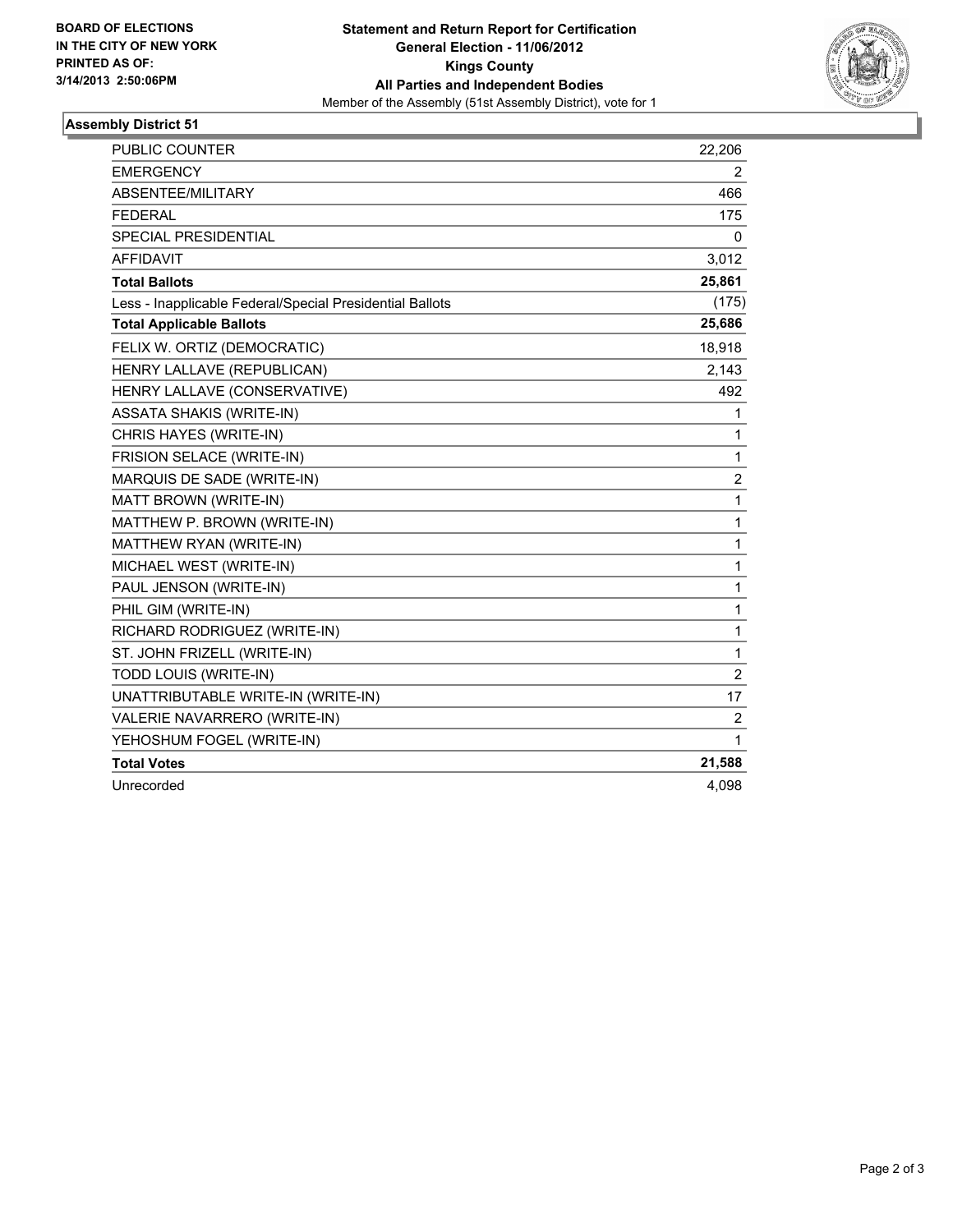**BOARD OF ELECTIONS IN THE CITY OF NEW YORK PRINTED AS OF: 3/14/2013 2:50:06PM**

**Statement and Return Report for Certification**
**General Election - 11/06/2012**
**Kings County**
**All Parties and Independent Bodies**
Member of the Assembly (51st Assembly District), vote for 1

## Assembly District 51

| | |
|---|---|
| PUBLIC COUNTER | 22,206 |
| EMERGENCY | 2 |
| ABSENTEE/MILITARY | 466 |
| FEDERAL | 175 |
| SPECIAL PRESIDENTIAL | 0 |
| AFFIDAVIT | 3,012 |
| **Total Ballots** | **25,861** |
| Less - Inapplicable Federal/Special Presidential Ballots | (175) |
| **Total Applicable Ballots** | **25,686** |
| FELIX W. ORTIZ (DEMOCRATIC) | 18,918 |
| HENRY LALLAVE (REPUBLICAN) | 2,143 |
| HENRY LALLAVE (CONSERVATIVE) | 492 |
| ASSATA SHAKIS (WRITE-IN) | 1 |
| CHRIS HAYES (WRITE-IN) | 1 |
| FRISION SELACE (WRITE-IN) | 1 |
| MARQUIS DE SADE (WRITE-IN) | 2 |
| MATT BROWN (WRITE-IN) | 1 |
| MATTHEW P. BROWN (WRITE-IN) | 1 |
| MATTHEW RYAN (WRITE-IN) | 1 |
| MICHAEL WEST (WRITE-IN) | 1 |
| PAUL JENSON (WRITE-IN) | 1 |
| PHIL GIM (WRITE-IN) | 1 |
| RICHARD RODRIGUEZ (WRITE-IN) | 1 |
| ST. JOHN FRIZELL (WRITE-IN) | 1 |
| TODD LOUIS (WRITE-IN) | 2 |
| UNATTRIBUTABLE WRITE-IN (WRITE-IN) | 17 |
| VALERIE NAVARRERO (WRITE-IN) | 2 |
| YEHOSHUM FOGEL (WRITE-IN) | 1 |
| **Total Votes** | **21,588** |
| Unrecorded | 4,098 |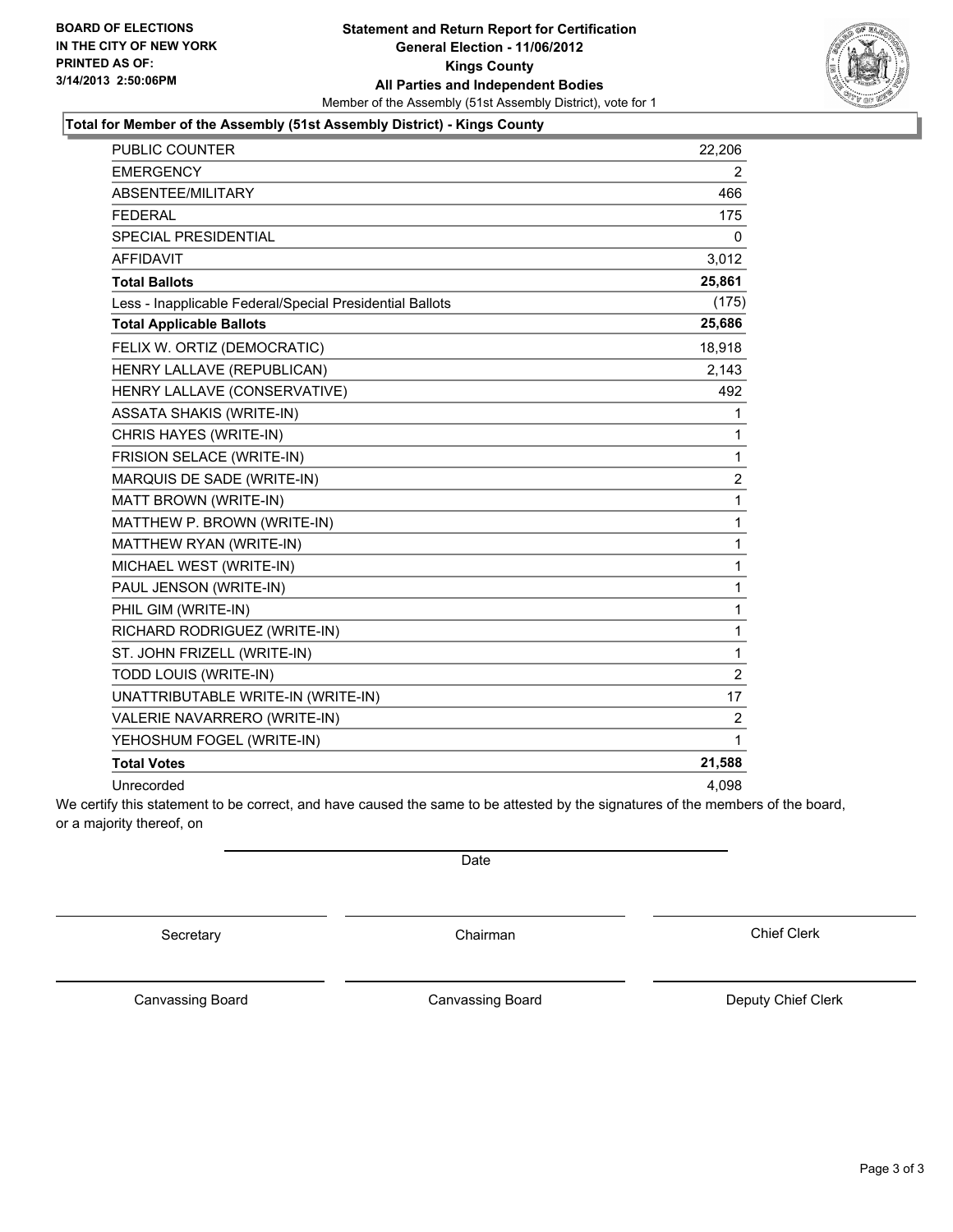**BOARD OF ELECTIONS IN THE CITY OF NEW YORK PRINTED AS OF: 3/14/2013 2:50:06PM**

**Statement and Return Report for Certification**
**General Election - 11/06/2012**
**Kings County**
**All Parties and Independent Bodies**
Member of the Assembly (51st Assembly District), vote for 1

**Total for Member of the Assembly (51st Assembly District) - Kings County**

| | |
|---|---|
| PUBLIC COUNTER | 22,206 |
| EMERGENCY | 2 |
| ABSENTEE/MILITARY | 466 |
| FEDERAL | 175 |
| SPECIAL PRESIDENTIAL | 0 |
| AFFIDAVIT | 3,012 |
| **Total Ballots** | **25,861** |
| Less - Inapplicable Federal/Special Presidential Ballots | (175) |
| **Total Applicable Ballots** | **25,686** |
| FELIX W. ORTIZ (DEMOCRATIC) | 18,918 |
| HENRY LALLAVE (REPUBLICAN) | 2,143 |
| HENRY LALLAVE (CONSERVATIVE) | 492 |
| ASSATA SHAKIS (WRITE-IN) | 1 |
| CHRIS HAYES (WRITE-IN) | 1 |
| FRISION SELACE (WRITE-IN) | 1 |
| MARQUIS DE SADE (WRITE-IN) | 2 |
| MATT BROWN (WRITE-IN) | 1 |
| MATTHEW P. BROWN (WRITE-IN) | 1 |
| MATTHEW RYAN (WRITE-IN) | 1 |
| MICHAEL WEST (WRITE-IN) | 1 |
| PAUL JENSON (WRITE-IN) | 1 |
| PHIL GIM (WRITE-IN) | 1 |
| RICHARD RODRIGUEZ (WRITE-IN) | 1 |
| ST. JOHN FRIZELL (WRITE-IN) | 1 |
| TODD LOUIS (WRITE-IN) | 2 |
| UNATTRIBUTABLE WRITE-IN (WRITE-IN) | 17 |
| VALERIE NAVARRERO (WRITE-IN) | 2 |
| YEHOSHUM FOGEL (WRITE-IN) | 1 |
| **Total Votes** | **21,588** |
| Unrecorded | 4,098 |

We certify this statement to be correct, and have caused the same to be attested by the signatures of the members of the board, or a majority thereof, on

Date

Secretary | Chairman | Chief Clerk

Canvassing Board | Canvassing Board | Deputy Chief Clerk